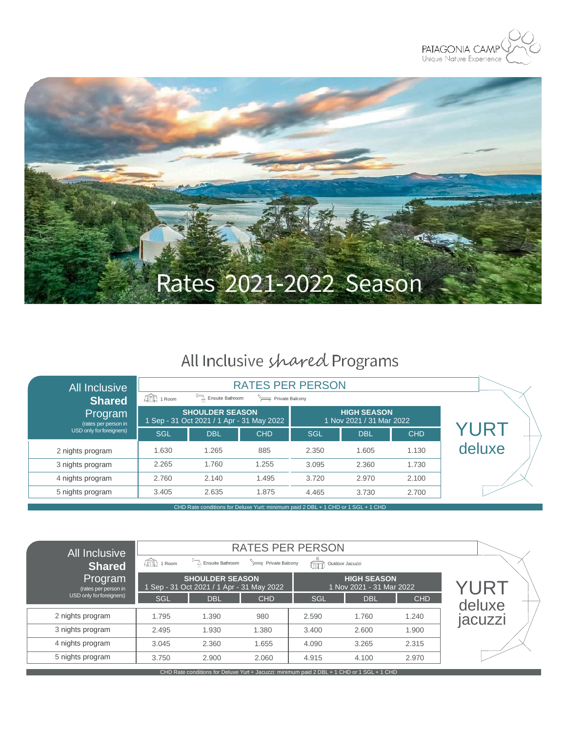PATAGONIA CAMP
Unique Nature Experience

# Rates 2021-2022 Season

## All Inclusive *shared* Programs

### YURT deluxe

1 Room · Ensuite Bathroom · Private Balcony

| All Inclusive **Shared** Program (rates per person in USD only for foreigners) | RATES PER PERSON | | | | | |
|---|---|---|---|---|---|---|
| | **SHOULDER SEASON** 1 Sep - 31 Oct 2021 / 1 Apr - 31 May 2022 | | | **HIGH SEASON** 1 Nov 2021 / 31 Mar 2022 | | |
| | SGL | DBL | CHD | SGL | DBL | CHD |
| 2 nights program | 1.630 | 1.265 | 885 | 2.350 | 1.605 | 1.130 |
| 3 nights program | 2.265 | 1.760 | 1.255 | 3.095 | 2.360 | 1.730 |
| 4 nights program | 2.760 | 2.140 | 1.495 | 3.720 | 2.970 | 2.100 |
| 5 nights program | 3.405 | 2.635 | 1.875 | 4.465 | 3.730 | 2.700 |

CHD Rate conditions for Deluxe Yurt: minimum paid 2 DBL + 1 CHD or 1 SGL + 1 CHD

### YURT deluxe jacuzzi

1 Room · Ensuite Bathroom · Private Balcony · Outdoor Jacuzzi

| All Inclusive **Shared** Program (rates per person in USD only for foreigners) | RATES PER PERSON | | | | | |
|---|---|---|---|---|---|---|
| | **SHOULDER SEASON** 1 Sep - 31 Oct 2021 / 1 Apr - 31 May 2022 | | | **HIGH SEASON** 1 Nov 2021 - 31 Mar 2022 | | |
| | SGL | DBL | CHD | SGL | DBL | CHD |
| 2 nights program | 1.795 | 1.390 | 980 | 2.590 | 1.760 | 1.240 |
| 3 nights program | 2.495 | 1.930 | 1.380 | 3.400 | 2.600 | 1.900 |
| 4 nights program | 3.045 | 2.360 | 1.655 | 4.090 | 3.265 | 2.315 |
| 5 nights program | 3.750 | 2.900 | 2.060 | 4.915 | 4.100 | 2.970 |

CHD Rate conditions for Deluxe Yurt + Jacuzzi: minimum paid 2 DBL + 1 CHD or 1 SGL + 1 CHD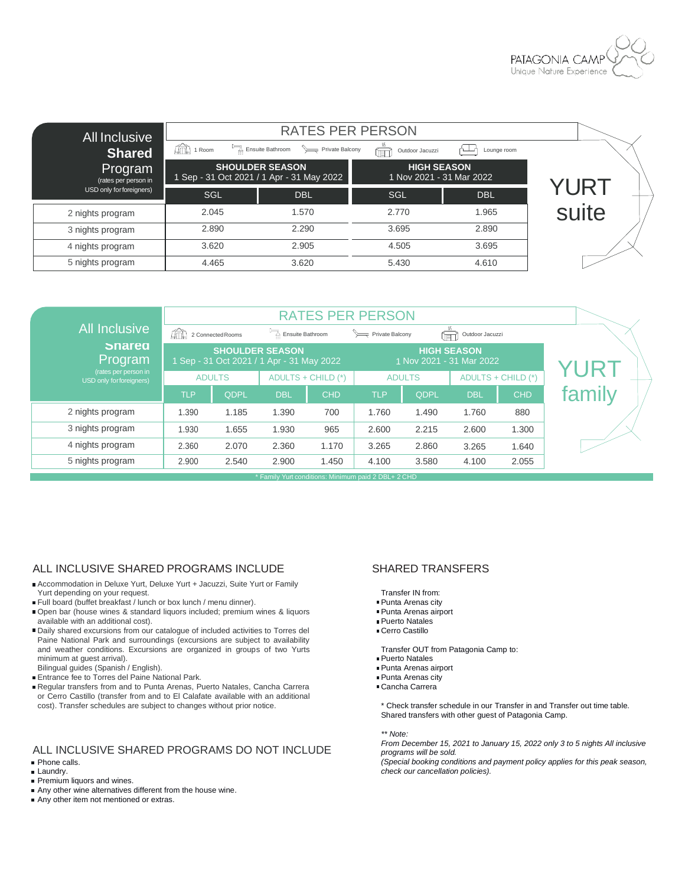PATAGONIA CAMP
Unique Nature Experience

## YURT suite

| All Inclusive Shared Program (rates per person in USD only for foreigners) | RATES PER PERSON | | | |
|---|---|---|---|---|
| | 1 Room · Ensuite Bathroom · Private Balcony · Outdoor Jacuzzi · Lounge room | | | |
| | SHOULDER SEASON 1 Sep - 31 Oct 2021 / 1 Apr - 31 May 2022 | | HIGH SEASON 1 Nov 2021 - 31 Mar 2022 | |
| | SGL | DBL | SGL | DBL |
| 2 nights program | 2.045 | 1.570 | 2.770 | 1.965 |
| 3 nights program | 2.890 | 2.290 | 3.695 | 2.890 |
| 4 nights program | 3.620 | 2.905 | 4.505 | 3.695 |
| 5 nights program | 4.465 | 3.620 | 5.430 | 4.610 |

## YURT family

| All Inclusive Shared Program (rates per person in USD only for foreigners) | RATES PER PERSON | | | | | | | |
|---|---|---|---|---|---|---|---|---|
| | 2 Connected Rooms · Ensuite Bathroom · Private Balcony · Outdoor Jacuzzi | | | | | | | |
| | SHOULDER SEASON 1 Sep - 31 Oct 2021 / 1 Apr - 31 May 2022 | | | | HIGH SEASON 1 Nov 2021 - 31 Mar 2022 | | | |
| | ADULTS | | ADULTS + CHILD (*) | | ADULTS | | ADULTS + CHILD (*) | |
| | TLP | QDPL | DBL | CHD | TLP | QDPL | DBL | CHD |
| 2 nights program | 1.390 | 1.185 | 1.390 | 700 | 1.760 | 1.490 | 1.760 | 880 |
| 3 nights program | 1.930 | 1.655 | 1.930 | 965 | 2.600 | 2.215 | 2.600 | 1.300 |
| 4 nights program | 2.360 | 2.070 | 2.360 | 1.170 | 3.265 | 2.860 | 3.265 | 1.640 |
| 5 nights program | 2.900 | 2.540 | 2.900 | 1.450 | 4.100 | 3.580 | 4.100 | 2.055 |

* Family Yurt conditions: Minimum paid 2 DBL+ 2 CHD

## ALL INCLUSIVE SHARED PROGRAMS INCLUDE

- Accommodation in Deluxe Yurt, Deluxe Yurt + Jacuzzi, Suite Yurt or Family Yurt depending on your request.
- Full board (buffet breakfast / lunch or box lunch / menu dinner).
- Open bar (house wines & standard liquors included; premium wines & liquors available with an additional cost).
- Daily shared excursions from our catalogue of included activities to Torres del Paine National Park and surroundings (excursions are subject to availability and weather conditions. Excursions are organized in groups of two Yurts minimum at guest arrival).
  Bilingual guides (Spanish / English).
- Entrance fee to Torres del Paine National Park.
- Regular transfers from and to Punta Arenas, Puerto Natales, Cancha Carrera or Cerro Castillo (transfer from and to El Calafate available with an additional cost). Transfer schedules are subject to changes without prior notice.

## ALL INCLUSIVE SHARED PROGRAMS DO NOT INCLUDE

- Phone calls.
- Laundry.
- Premium liquors and wines.
- Any other wine alternatives different from the house wine.
- Any other item not mentioned or extras.

## SHARED TRANSFERS

Transfer IN from:

- Punta Arenas city
- Punta Arenas airport
- Puerto Natales
- Cerro Castillo

Transfer OUT from Patagonia Camp to:

- Puerto Natales
- Punta Arenas airport
- Punta Arenas city
- Cancha Carrera

* Check transfer schedule in our Transfer in and Transfer out time table. Shared transfers with other guest of Patagonia Camp.

*** Note:*
*From December 15, 2021 to January 15, 2022 only 3 to 5 nights All inclusive programs will be sold.*
*(Special booking conditions and payment policy applies for this peak season, check our cancellation policies).*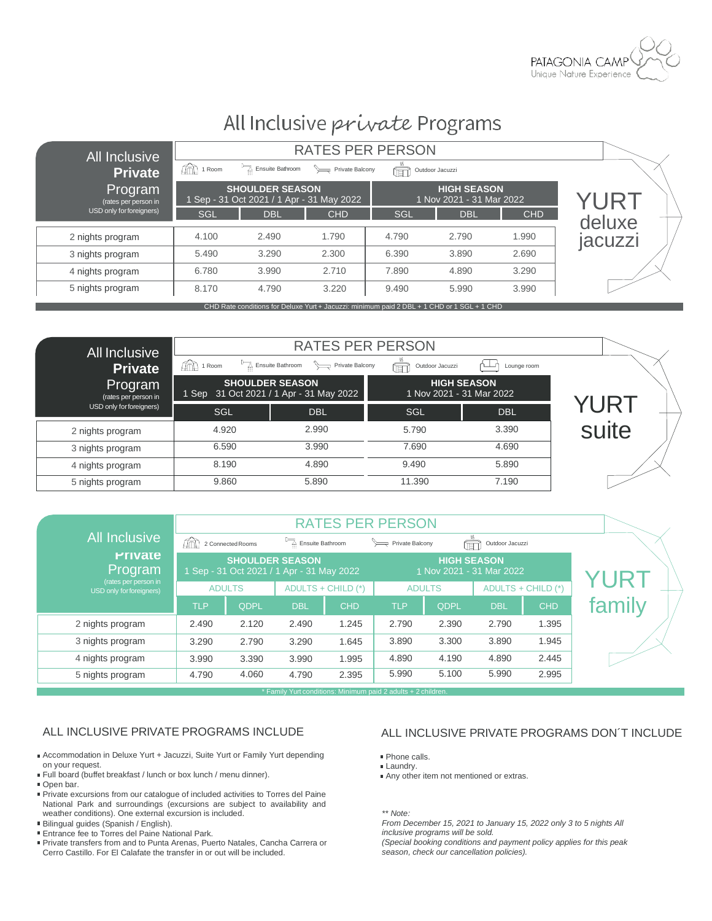# All Inclusive *private* Programs

## YURT deluxe jacuzzi

**RATES PER PERSON** — 1 Room · Ensuite Bathroom · Private Balcony · Outdoor Jacuzzi

| All Inclusive **Private** Program (rates per person in USD only for foreigners) | SHOULDER SEASON 1 Sep - 31 Oct 2021 / 1 Apr - 31 May 2022 | | | HIGH SEASON 1 Nov 2021 - 31 Mar 2022 | | |
|---|---|---|---|---|---|---|
| | SGL | DBL | CHD | SGL | DBL | CHD |
| 2 nights program | 4.100 | 2.490 | 1.790 | 4.790 | 2.790 | 1.990 |
| 3 nights program | 5.490 | 3.290 | 2.300 | 6.390 | 3.890 | 2.690 |
| 4 nights program | 6.780 | 3.990 | 2.710 | 7.890 | 4.890 | 3.290 |
| 5 nights program | 8.170 | 4.790 | 3.220 | 9.490 | 5.990 | 3.990 |

CHD Rate conditions for Deluxe Yurt + Jacuzzi: minimum paid 2 DBL + 1 CHD or 1 SGL + 1 CHD

## YURT suite

**RATES PER PERSON** — 1 Room · Ensuite Bathroom · Private Balcony · Outdoor Jacuzzi · Lounge room

| All Inclusive **Private** Program (rates per person in USD only for foreigners) | SHOULDER SEASON 1 Sep 31 Oct 2021 / 1 Apr - 31 May 2022 | | HIGH SEASON 1 Nov 2021 - 31 Mar 2022 | |
|---|---|---|---|---|
| | SGL | DBL | SGL | DBL |
| 2 nights program | 4.920 | 2.990 | 5.790 | 3.390 |
| 3 nights program | 6.590 | 3.990 | 7.690 | 4.690 |
| 4 nights program | 8.190 | 4.890 | 9.490 | 5.890 |
| 5 nights program | 9.860 | 5.890 | 11.390 | 7.190 |

## YURT family

**RATES PER PERSON** — 2 Connected Rooms · Ensuite Bathroom · Private Balcony · Outdoor Jacuzzi

| All Inclusive **Private** Program (rates per person in USD only for foreigners) | SHOULDER SEASON 1 Sep - 31 Oct 2021 / 1 Apr - 31 May 2022 | | | | HIGH SEASON 1 Nov 2021 - 31 Mar 2022 | | | |
|---|---|---|---|---|---|---|---|---|
| | ADULTS | | ADULTS + CHILD (*) | | ADULTS | | ADULTS + CHILD (*) | |
| | TLP | QDPL | DBL | CHD | TLP | QDPL | DBL | CHD |
| 2 nights program | 2.490 | 2.120 | 2.490 | 1.245 | 2.790 | 2.390 | 2.790 | 1.395 |
| 3 nights program | 3.290 | 2.790 | 3.290 | 1.645 | 3.890 | 3.300 | 3.890 | 1.945 |
| 4 nights program | 3.990 | 3.390 | 3.990 | 1.995 | 4.890 | 4.190 | 4.890 | 2.445 |
| 5 nights program | 4.790 | 4.060 | 4.790 | 2.395 | 5.990 | 5.100 | 5.990 | 2.995 |

\* Family Yurt conditions: Minimum paid 2 adults + 2 children.

### ALL INCLUSIVE PRIVATE PROGRAMS INCLUDE

- Accommodation in Deluxe Yurt + Jacuzzi, Suite Yurt or Family Yurt depending on your request.
- Full board (buffet breakfast / lunch or box lunch / menu dinner).
- Open bar.
- Private excursions from our catalogue of included activities to Torres del Paine National Park and surroundings (excursions are subject to availability and weather conditions). One external excursion is included.
- Bilingual guides (Spanish / English).
- Entrance fee to Torres del Paine National Park.
- Private transfers from and to Punta Arenas, Puerto Natales, Cancha Carrera or Cerro Castillo. For El Calafate the transfer in or out will be included.

### ALL INCLUSIVE PRIVATE PROGRAMS DON´T INCLUDE

- Phone calls.
- Laundry.
- Any other item not mentioned or extras.

*\*\* Note:*
*From December 15, 2021 to January 15, 2022 only 3 to 5 nights All inclusive programs will be sold.*
*(Special booking conditions and payment policy applies for this peak season, check our cancellation policies).*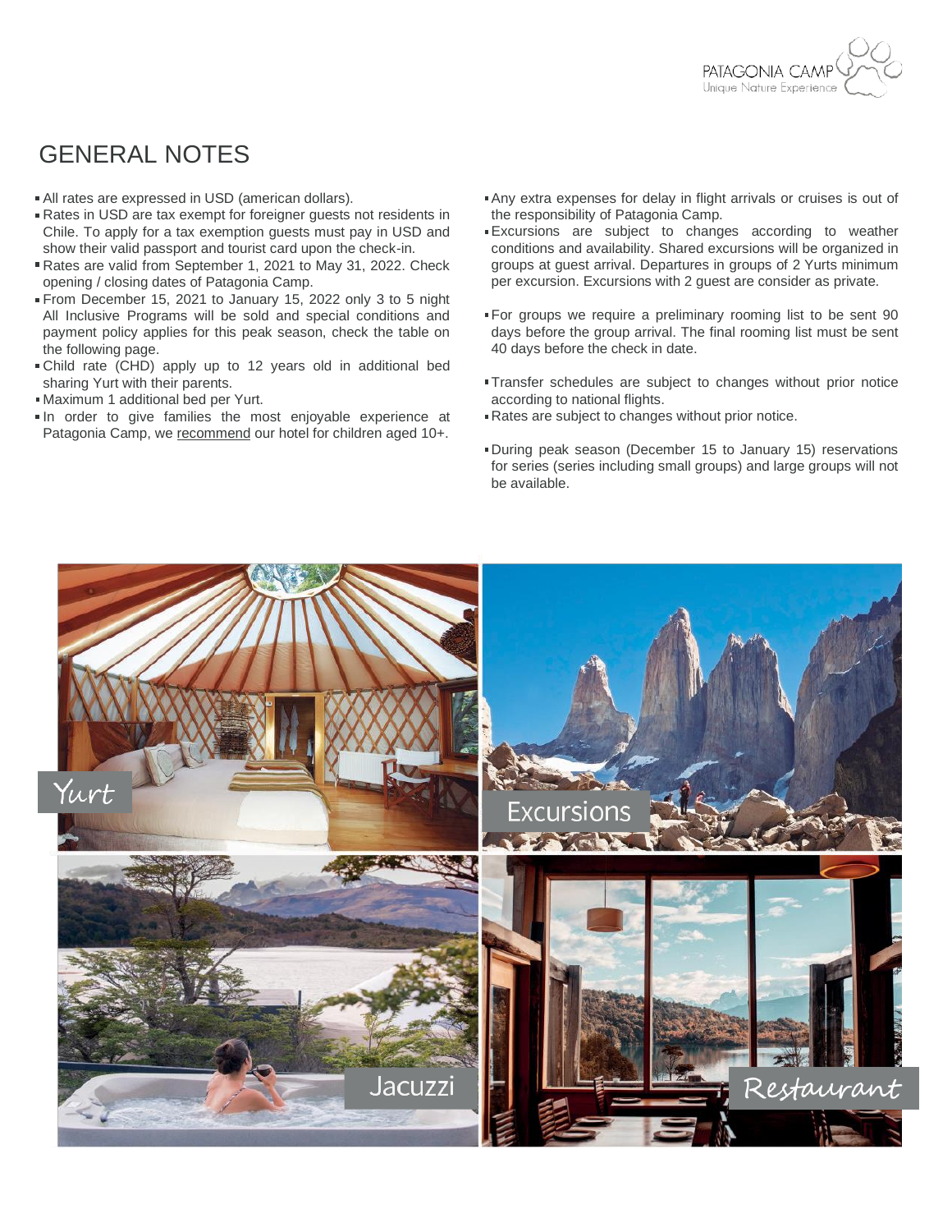# GENERAL NOTES

- All rates are expressed in USD (american dollars).
- Rates in USD are tax exempt for foreigner guests not residents in Chile. To apply for a tax exemption guests must pay in USD and show their valid passport and tourist card upon the check-in.
- Rates are valid from September 1, 2021 to May 31, 2022. Check opening / closing dates of Patagonia Camp.
- From December 15, 2021 to January 15, 2022 only 3 to 5 night All Inclusive Programs will be sold and special conditions and payment policy applies for this peak season, check the table on the following page.
- Child rate (CHD) apply up to 12 years old in additional bed sharing Yurt with their parents.
- Maximum 1 additional bed per Yurt.
- In order to give families the most enjoyable experience at Patagonia Camp, we recommend our hotel for children aged 10+.
- Any extra expenses for delay in flight arrivals or cruises is out of the responsibility of Patagonia Camp.
- Excursions are subject to changes according to weather conditions and availability. Shared excursions will be organized in groups at guest arrival. Departures in groups of 2 Yurts minimum per excursion. Excursions with 2 guest are consider as private.
- For groups we require a preliminary rooming list to be sent 90 days before the group arrival. The final rooming list must be sent 40 days before the check in date.
- Transfer schedules are subject to changes without prior notice according to national flights.
- Rates are subject to changes without prior notice.
- During peak season (December 15 to January 15) reservations for series (series including small groups) and large groups will not be available.

Yurt

Excursions

Jacuzzi

Restaurant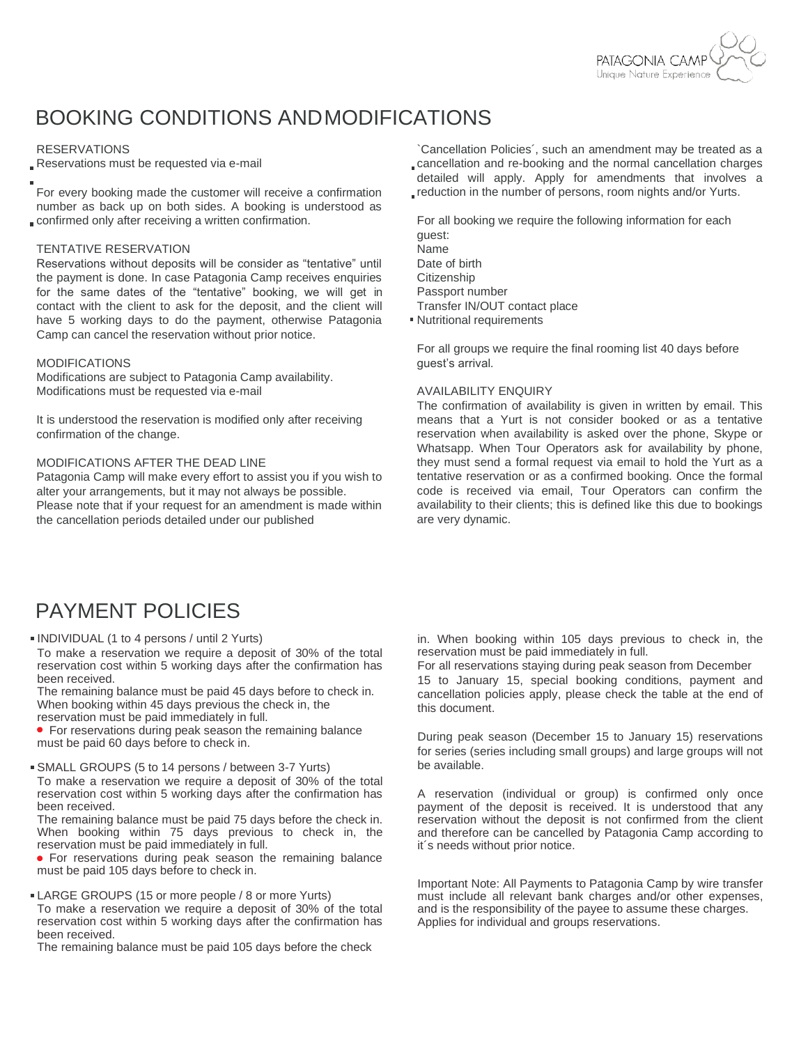# BOOKING CONDITIONS AND MODIFICATIONS

RESERVATIONS

- Reservations must be requested via e-mail
- For every booking made the customer will receive a confirmation number as back up on both sides. A booking is understood as confirmed only after receiving a written confirmation.

TENTATIVE RESERVATION

Reservations without deposits will be consider as "tentative" until the payment is done. In case Patagonia Camp receives enquiries for the same dates of the "tentative" booking, we will get in contact with the client to ask for the deposit, and the client will have 5 working days to do the payment, otherwise Patagonia Camp can cancel the reservation without prior notice.

MODIFICATIONS

Modifications are subject to Patagonia Camp availability.
Modifications must be requested via e-mail

It is understood the reservation is modified only after receiving confirmation of the change.

MODIFICATIONS AFTER THE DEAD LINE

Patagonia Camp will make every effort to assist you if you wish to alter your arrangements, but it may not always be possible.
Please note that if your request for an amendment is made within the cancellation periods detailed under our published `Cancellation Policies´, such an amendment may be treated as a cancellation and re-booking and the normal cancellation charges detailed will apply. Apply for amendments that involves a reduction in the number of persons, room nights and/or Yurts.

For all booking we require the following information for each guest:
Name
Date of birth
Citizenship
Passport number
Transfer IN/OUT contact place
- Nutritional requirements

For all groups we require the final rooming list 40 days before guest's arrival.

AVAILABILITY ENQUIRY

The confirmation of availability is given in written by email. This means that a Yurt is not consider booked or as a tentative reservation when availability is asked over the phone, Skype or Whatsapp. When Tour Operators ask for availability by phone, they must send a formal request via email to hold the Yurt as a tentative reservation or as a confirmed booking. Once the formal code is received via email, Tour Operators can confirm the availability to their clients; this is defined like this due to bookings are very dynamic.

# PAYMENT POLICIES

- INDIVIDUAL (1 to 4 persons / until 2 Yurts)

To make a reservation we require a deposit of 30% of the total reservation cost within 5 working days after the confirmation has been received.
The remaining balance must be paid 45 days before to check in. When booking within 45 days previous the check in, the reservation must be paid immediately in full.

- For reservations during peak season the remaining balance must be paid 60 days before to check in.

- SMALL GROUPS (5 to 14 persons / between 3-7 Yurts)

To make a reservation we require a deposit of 30% of the total reservation cost within 5 working days after the confirmation has been received.
The remaining balance must be paid 75 days before the check in. When booking within 75 days previous to check in, the reservation must be paid immediately in full.

- For reservations during peak season the remaining balance must be paid 105 days before to check in.

- LARGE GROUPS (15 or more people / 8 or more Yurts)

To make a reservation we require a deposit of 30% of the total reservation cost within 5 working days after the confirmation has been received.
The remaining balance must be paid 105 days before the check in. When booking within 105 days previous to check in, the reservation must be paid immediately in full.
For all reservations staying during peak season from December 15 to January 15, special booking conditions, payment and cancellation policies apply, please check the table at the end of this document.

During peak season (December 15 to January 15) reservations for series (series including small groups) and large groups will not be available.

A reservation (individual or group) is confirmed only once payment of the deposit is received. It is understood that any reservation without the deposit is not confirmed from the client and therefore can be cancelled by Patagonia Camp according to it´s needs without prior notice.

Important Note: All Payments to Patagonia Camp by wire transfer must include all relevant bank charges and/or other expenses, and is the responsibility of the payee to assume these charges. Applies for individual and groups reservations.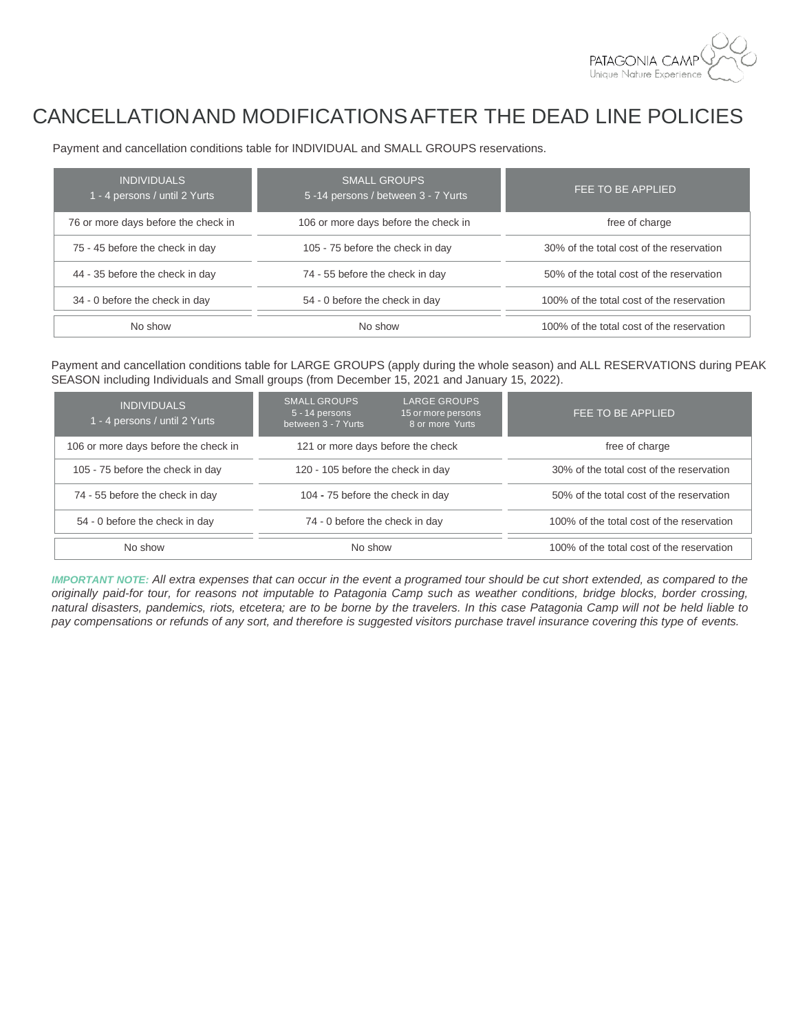# CANCELLATION AND MODIFICATIONS AFTER THE DEAD LINE POLICIES

Payment and cancellation conditions table for INDIVIDUAL and SMALL GROUPS reservations.

| INDIVIDUALS 1 - 4 persons / until 2 Yurts | SMALL GROUPS 5 -14 persons / between 3 - 7 Yurts | FEE TO BE APPLIED |
|---|---|---|
| 76 or more days before the check in | 106 or more days before the check in | free of charge |
| 75 - 45 before the check in day | 105 - 75 before the check in day | 30% of the total cost of the reservation |
| 44 - 35 before the check in day | 74 - 55 before the check in day | 50% of the total cost of the reservation |
| 34 - 0 before the check in day | 54 - 0 before the check in day | 100% of the total cost of the reservation |
| No show | No show | 100% of the total cost of the reservation |

Payment and cancellation conditions table for LARGE GROUPS (apply during the whole season) and ALL RESERVATIONS during PEAK SEASON including Individuals and Small groups (from December 15, 2021 and January 15, 2022).

| INDIVIDUALS 1 - 4 persons / until 2 Yurts | SMALL GROUPS 5 - 14 persons between 3 - 7 Yurts / LARGE GROUPS 15 or more persons 8 or more Yurts | FEE TO BE APPLIED |
|---|---|---|
| 106 or more days before the check in | 121 or more days before the check | free of charge |
| 105 - 75 before the check in day | 120 - 105 before the check in day | 30% of the total cost of the reservation |
| 74 - 55 before the check in day | 104 - 75 before the check in day | 50% of the total cost of the reservation |
| 54 - 0 before the check in day | 74 - 0 before the check in day | 100% of the total cost of the reservation |
| No show | No show | 100% of the total cost of the reservation |

***IMPORTANT NOTE:*** *All extra expenses that can occur in the event a programed tour should be cut short extended, as compared to the originally paid-for tour, for reasons not imputable to Patagonia Camp such as weather conditions, bridge blocks, border crossing, natural disasters, pandemics, riots, etcetera; are to be borne by the travelers. In this case Patagonia Camp will not be held liable to pay compensations or refunds of any sort, and therefore is suggested visitors purchase travel insurance covering this type of events.*